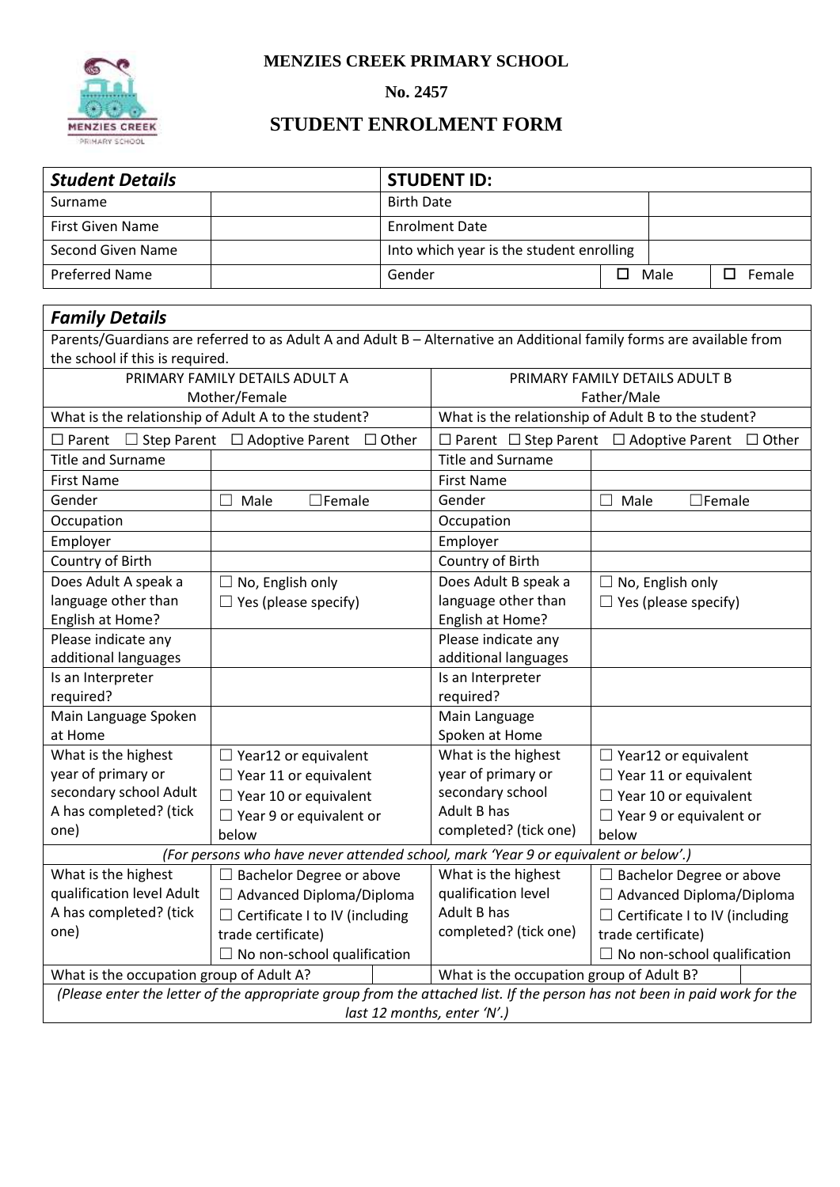**MENZIES CREEK PRIMARY SCHOOL**

**No. 2457**

# STUDENT ENROLMENT FORM

| ***Student Details*** | | **STUDENT ID:** | | | |
|---|---|---|---|---|---|
| Surname | | Birth Date | | | |
| First Given Name | | Enrolment Date | | | |
| Second Given Name | | Into which year is the student enrolling | | | |
| Preferred Name | | Gender | ☐ Male | | ☐ Female |

| ***Family Details*** | | | |
|---|---|---|---|
| Parents/Guardians are referred to as Adult A and Adult B – Alternative an Additional family forms are available from the school if this is required. | | | |
| PRIMARY FAMILY DETAILS ADULT A Mother/Female | | PRIMARY FAMILY DETAILS ADULT B Father/Male | |
| What is the relationship of Adult A to the student? | | What is the relationship of Adult B to the student? | |
| ☐ Parent ☐ Step Parent ☐ Adoptive Parent ☐ Other | | ☐ Parent ☐ Step Parent ☐ Adoptive Parent ☐ Other | |
| Title and Surname | | Title and Surname | |
| First Name | | First Name | |
| Gender | ☐ Male ☐Female | Gender | ☐ Male ☐Female |
| Occupation | | Occupation | |
| Employer | | Employer | |
| Country of Birth | | Country of Birth | |
| Does Adult A speak a language other than English at Home? | ☐ No, English only<br>☐ Yes (please specify) | Does Adult B speak a language other than English at Home? | ☐ No, English only<br>☐ Yes (please specify) |
| Please indicate any additional languages | | Please indicate any additional languages | |
| Is an Interpreter required? | | Is an Interpreter required? | |
| Main Language Spoken at Home | | Main Language Spoken at Home | |
| What is the highest year of primary or secondary school Adult A has completed? (tick one) | ☐ Year12 or equivalent<br>☐ Year 11 or equivalent<br>☐ Year 10 or equivalent<br>☐ Year 9 or equivalent or below | What is the highest year of primary or secondary school Adult B has completed? (tick one) | ☐ Year12 or equivalent<br>☐ Year 11 or equivalent<br>☐ Year 10 or equivalent<br>☐ Year 9 or equivalent or below |
| *(For persons who have never attended school, mark 'Year 9 or equivalent or below'.)* | | | |
| What is the highest qualification level Adult A has completed? (tick one) | ☐ Bachelor Degree or above<br>☐ Advanced Diploma/Diploma<br>☐ Certificate I to IV (including trade certificate)<br>☐ No non-school qualification | What is the highest qualification level Adult B has completed? (tick one) | ☐ Bachelor Degree or above<br>☐ Advanced Diploma/Diploma<br>☐ Certificate I to IV (including trade certificate)<br>☐ No non-school qualification |
| What is the occupation group of Adult A? | | What is the occupation group of Adult B? | |
| *(Please enter the letter of the appropriate group from the attached list. If the person has not been in paid work for the last 12 months, enter 'N'.)* | | | |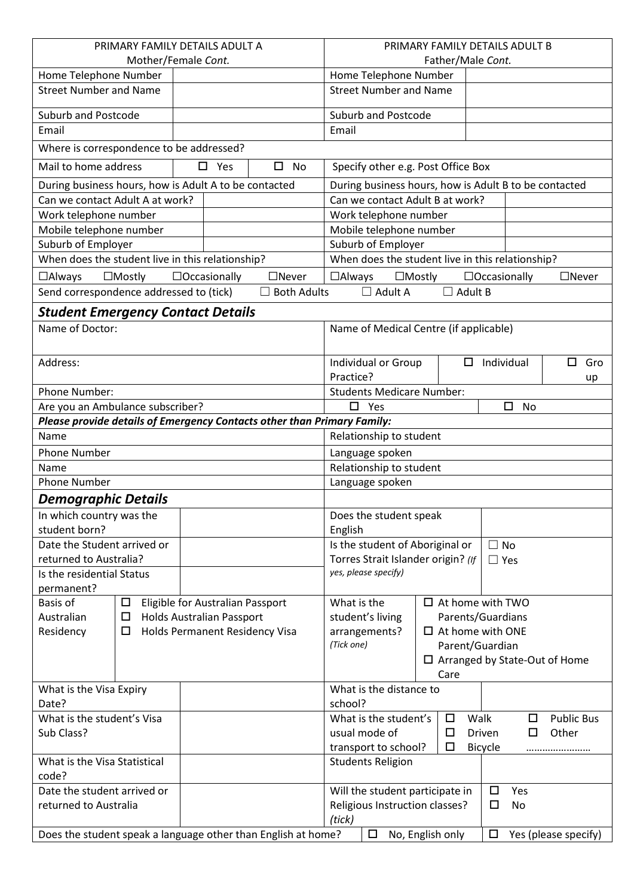| PRIMARY FAMILY DETAILS ADULT A Mother/Female *Cont.* | | PRIMARY FAMILY DETAILS ADULT B Father/Male *Cont.* | |
|---|---|---|---|
| Home Telephone Number | | Home Telephone Number | |
| Street Number and Name | | Street Number and Name | |
| Suburb and Postcode | | Suburb and Postcode | |
| Email | | Email | |

Where is correspondence to be addressed?

| Mail to home address | ☐ Yes | ☐ No | Specify other e.g. Post Office Box |
|---|---|---|---|

| During business hours, how is Adult A to be contacted | | During business hours, how is Adult B to be contacted | |
|---|---|---|---|
| Can we contact Adult A at work? | | Can we contact Adult B at work? | |
| Work telephone number | | Work telephone number | |
| Mobile telephone number | | Mobile telephone number | |
| Suburb of Employer | | Suburb of Employer | |
| When does the student live in this relationship? | | When does the student live in this relationship? | |
| ☐Always ☐Mostly ☐Occasionally ☐Never | | ☐Always ☐Mostly ☐Occasionally ☐Never | |

Send correspondence addressed to (tick) ☐ Both Adults ☐ Adult A ☐ Adult B

## *Student Emergency Contact Details*

| Name of Doctor: | Name of Medical Centre (if applicable) | | |
|---|---|---|---|
| Address: | Individual or Group Practice? | ☐ Individual | ☐ Group |
| Phone Number: | Students Medicare Number: | | |
| Are you an Ambulance subscriber? | ☐ Yes | ☐ No | |

***Please provide details of Emergency Contacts other than Primary Family:***

| Name | Relationship to student |
|---|---|
| Phone Number | Language spoken |
| Name | Relationship to student |
| Phone Number | Language spoken |

## *Demographic Details*

| In which country was the student born? | | Does the student speak English | |
|---|---|---|---|
| Date the Student arrived or returned to Australia? | | Is the student of Aboriginal or Torres Strait Islander origin? *(If yes, please specify)* | ☐ No ☐ Yes |
| Is the residential Status permanent? | | | |
| Basis of Australian Residency | ☐ Eligible for Australian Passport ☐ Holds Australian Passport ☐ Holds Permanent Residency Visa | What is the student's living arrangements? *(Tick one)* | ☐ At home with TWO Parents/Guardians ☐ At home with ONE Parent/Guardian ☐ Arranged by State-Out of Home Care |
| What is the Visa Expiry Date? | | What is the distance to school? | |
| What is the student's Visa Sub Class? | | What is the student's usual mode of transport to school? | ☐ Walk ☐ Driven ☐ Bicycle ☐ Public Bus ☐ Other …………………… |
| What is the Visa Statistical code? | | Students Religion | |
| Date the student arrived or returned to Australia | | Will the student participate in Religious Instruction classes? *(tick)* | ☐ Yes ☐ No |

Does the student speak a language other than English at home? ☐ No, English only ☐ Yes (please specify)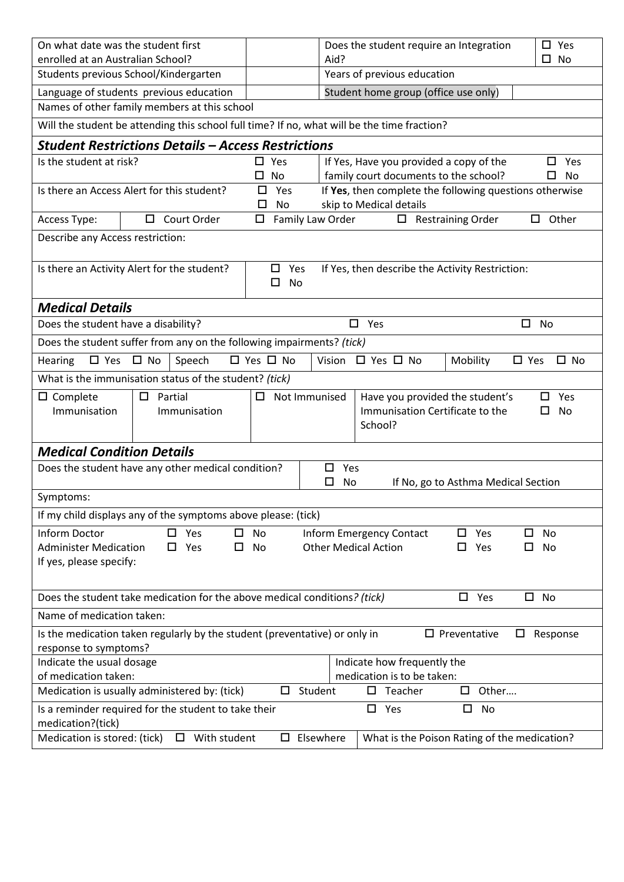| On what date was the student first enrolled at an Australian School? | | Does the student require an Integration Aid? | ☐ Yes ☐ No |
|---|---|---|---|
| Students previous School/Kindergarten | | Years of previous education | |
| Language of students previous education | | Student home group (office use only) | |

| Names of other family members at this school |
|---|
| Will the student be attending this school full time? If no, what will be the time fraction? |

## *Student Restrictions Details – Access Restrictions*

| Is the student at risk? | ☐ Yes ☐ No | If Yes, Have you provided a copy of the family court documents to the school? | ☐ Yes ☐ No |
|---|---|---|---|
| Is there an Access Alert for this student? | ☐ Yes ☐ No | If **Yes**, then complete the following questions otherwise skip to Medical details | |

| Access Type: | ☐ Court Order | ☐ Family Law Order | ☐ Restraining Order | ☐ Other |
|---|---|---|---|---|

Describe any Access restriction:

| Is there an Activity Alert for the student? | ☐ Yes ☐ No | If Yes, then describe the Activity Restriction: |
|---|---|---|

## *Medical Details*

| Does the student have a disability? | ☐ Yes | ☐ No |
|---|---|---|

Does the student suffer from any on the following impairments? *(tick)*

| Hearing ☐ Yes ☐ No | Speech ☐ Yes ☐ No | Vision ☐ Yes ☐ No | Mobility | ☐ Yes ☐ No |
|---|---|---|---|---|

What is the immunisation status of the student? *(tick)*

| ☐ Complete Immunisation | ☐ Partial Immunisation | ☐ Not Immunised | Have you provided the student's Immunisation Certificate to the School? | ☐ Yes ☐ No |
|---|---|---|---|---|

## *Medical Condition Details*

| Does the student have any other medical condition? | ☐ Yes ☐ No | If No, go to Asthma Medical Section |
|---|---|---|

Symptoms:

If my child displays any of the symptoms above please: (tick)

| Inform Doctor | ☐ Yes | ☐ No | Inform Emergency Contact | ☐ Yes | ☐ No |
|---|---|---|---|---|---|
| Administer Medication | ☐ Yes | ☐ No | Other Medical Action | ☐ Yes | ☐ No |

If yes, please specify:

| Does the student take medication for the above medical conditions? *(tick)* | ☐ Yes | ☐ No |
|---|---|---|

Name of medication taken:

| Is the medication taken regularly by the student (preventative) or only in response to symptoms? | ☐ Preventative | ☐ Response |
|---|---|---|

| Indicate the usual dosage of medication taken: | Indicate how frequently the medication is to be taken: |
|---|---|

| Medication is usually administered by: (tick) | ☐ Student | ☐ Teacher | ☐ Other…. |
|---|---|---|---|

| Is a reminder required for the student to take their medication?(tick) | ☐ Yes | ☐ No |
|---|---|---|

| Medication is stored: (tick) | ☐ With student | ☐ Elsewhere | What is the Poison Rating of the medication? |
|---|---|---|---|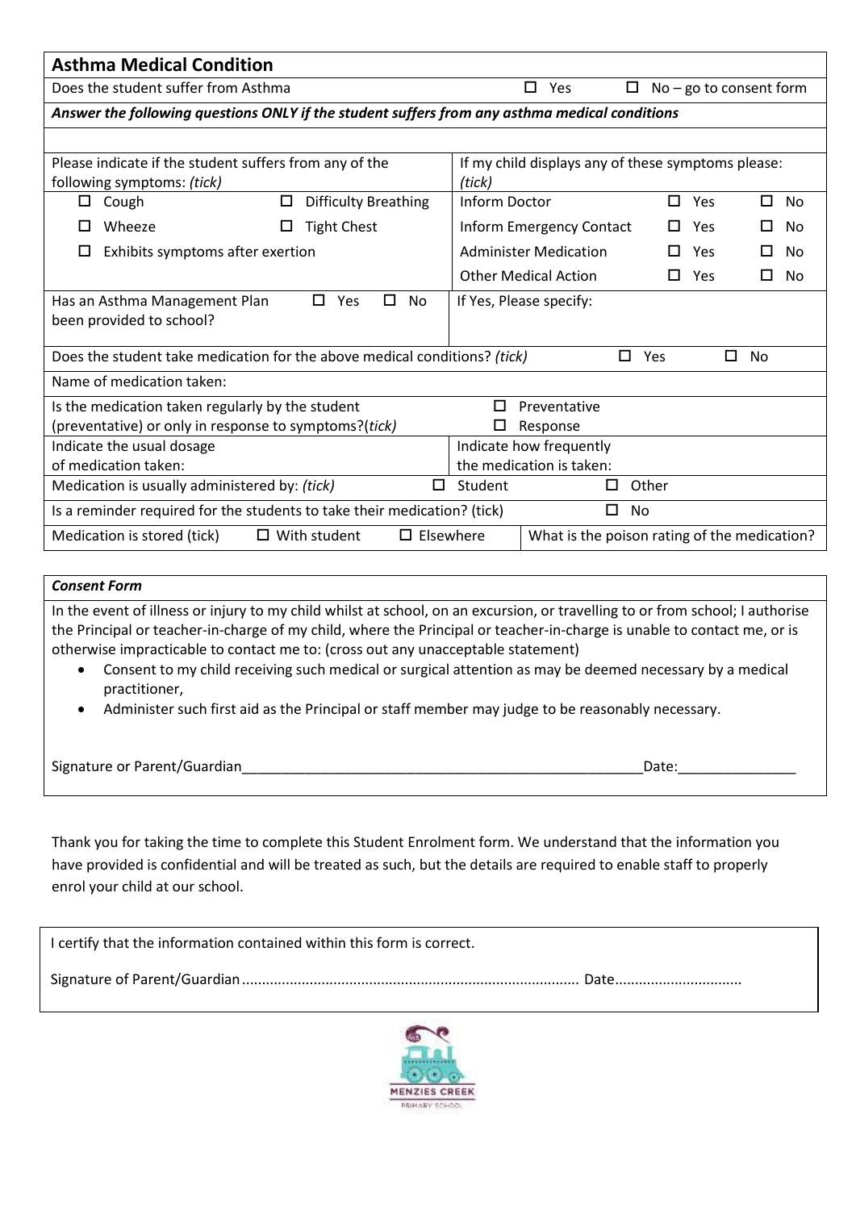## Asthma Medical Condition

| | | |
|---|---|---|
| Does the student suffer from Asthma | ☐ Yes | ☐ No – go to consent form |

***Answer the following questions ONLY if the student suffers from any asthma medical conditions***

| | | | | | |
|---|---|---|---|---|---|
| Please indicate if the student suffers from any of the following symptoms: *(tick)* | | If my child displays any of these symptoms please: *(tick)* | | | |
| ☐ Cough | ☐ Difficulty Breathing | Inform Doctor | | ☐ Yes | ☐ No |
| ☐ Wheeze | ☐ Tight Chest | Inform Emergency Contact | | ☐ Yes | ☐ No |
| ☐ Exhibits symptoms after exertion | | Administer Medication | | ☐ Yes | ☐ No |
| | | Other Medical Action | | ☐ Yes | ☐ No |
| Has an Asthma Management Plan been provided to school? | ☐ Yes ☐ No | If Yes, Please specify: | | | |
| Does the student take medication for the above medical conditions? *(tick)* | | | | ☐ Yes | ☐ No |
| Name of medication taken: | | | | | |
| Is the medication taken regularly by the student (preventative) or only in response to symptoms?*(tick)* | | ☐ Preventative<br>☐ Response | | | |
| Indicate the usual dosage of medication taken: | | Indicate how frequently the medication is taken: | | | |
| Medication is usually administered by: *(tick)* | | ☐ Student | ☐ Other | | |
| Is a reminder required for the students to take their medication? (tick) | | | ☐ No | | |
| Medication is stored (tick) | ☐ With student ☐ Elsewhere | What is the poison rating of the medication? | | | |

***Consent Form***

In the event of illness or injury to my child whilst at school, on an excursion, or travelling to or from school; I authorise the Principal or teacher-in-charge of my child, where the Principal or teacher-in-charge is unable to contact me, or is otherwise impracticable to contact me to: (cross out any unacceptable statement)

- Consent to my child receiving such medical or surgical attention as may be deemed necessary by a medical practitioner,
- Administer such first aid as the Principal or staff member may judge to be reasonably necessary.

Signature or Parent/Guardian\_\_\_\_\_\_\_\_\_\_\_\_\_\_\_\_\_\_\_\_\_\_\_\_\_\_\_\_\_\_\_\_\_\_\_\_\_\_\_\_\_\_\_\_\_\_\_\_\_\_\_\_Date:\_\_\_\_\_\_\_\_\_\_\_\_\_\_\_

Thank you for taking the time to complete this Student Enrolment form. We understand that the information you have provided is confidential and will be treated as such, but the details are required to enable staff to properly enrol your child at our school.

I certify that the information contained within this form is correct.

Signature of Parent/Guardian.................................................................................... Date...............................

MENZIES CREEK PRIMARY SCHOOL